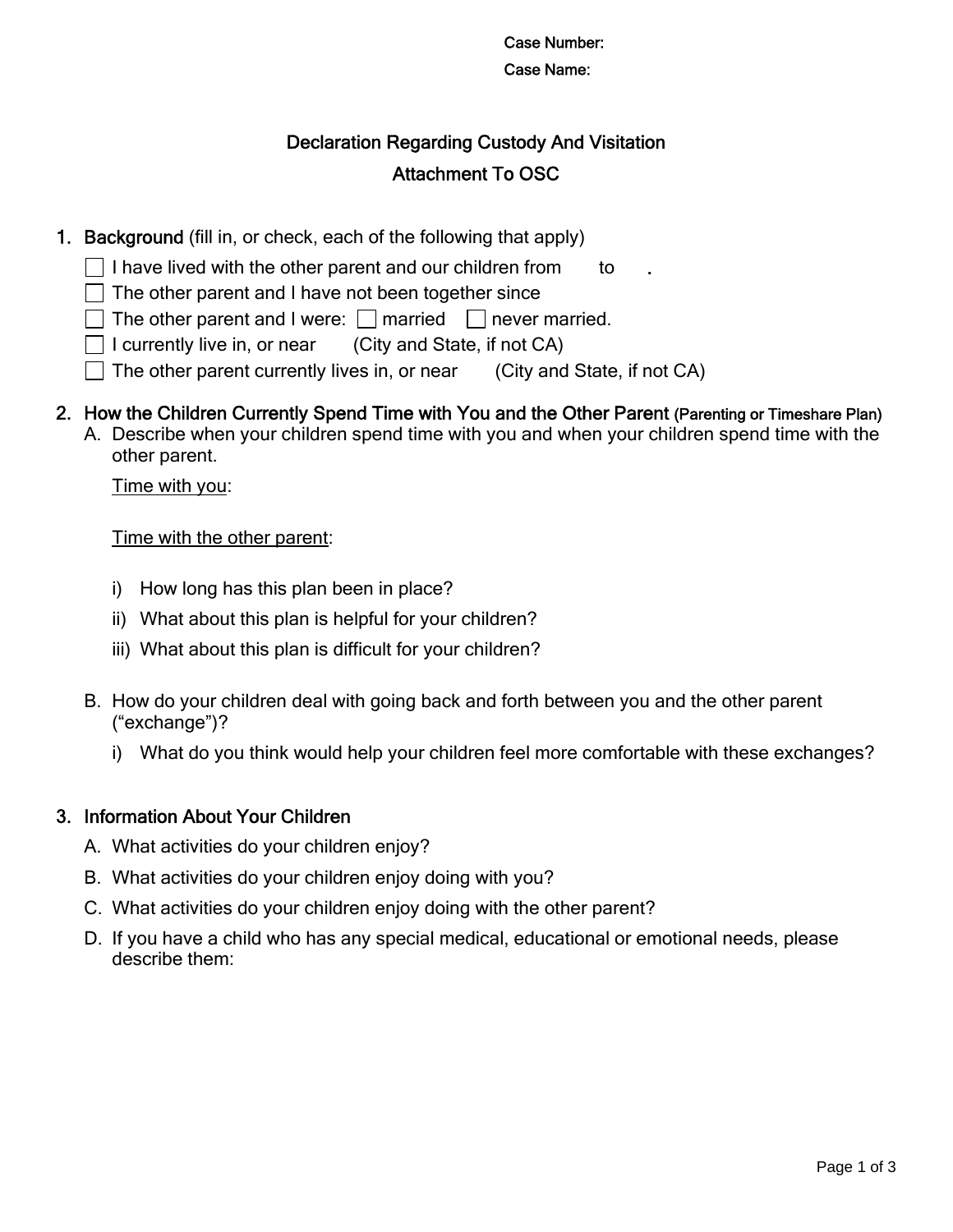Case Number:

Case Name:

## Declaration Regarding Custody And Visitation

## Attachment To OSC

1. **Background** (fill in, or check, each of the following that apply)
   - ☐ I have lived with the other parent and our children from to .
   - ☐ The other parent and I have not been together since
   - ☐ The other parent and I were: ☐ married ☐ never married.
   - ☐ I currently live in, or near (City and State, if not CA)
   - ☐ The other parent currently lives in, or near (City and State, if not CA)

2. **How the Children Currently Spend Time with You and the Other Parent** (Parenting or Timeshare Plan)

   A. Describe when your children spend time with you and when your children spend time with the other parent.

   <u>Time with you</u>:

   <u>Time with the other parent</u>:

   i) How long has this plan been in place?

   ii) What about this plan is helpful for your children?

   iii) What about this plan is difficult for your children?

   B. How do your children deal with going back and forth between you and the other parent ("exchange")?

   i) What do you think would help your children feel more comfortable with these exchanges?

3. **Information About Your Children**

   A. What activities do your children enjoy?

   B. What activities do your children enjoy doing with you?

   C. What activities do your children enjoy doing with the other parent?

   D. If you have a child who has any special medical, educational or emotional needs, please describe them: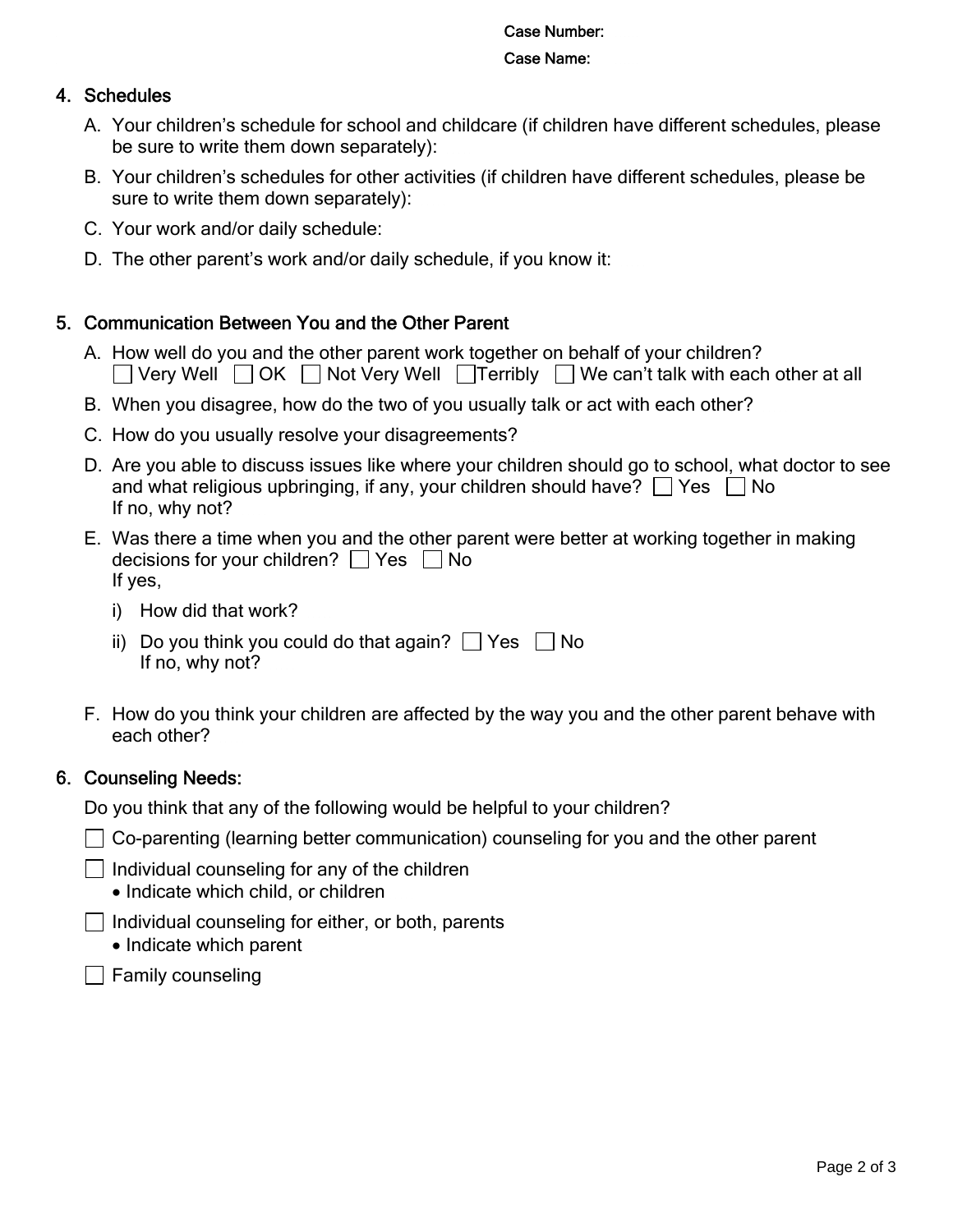Case Number:

Case Name:

## 4. Schedules

A. Your children's schedule for school and childcare (if children have different schedules, please be sure to write them down separately):

B. Your children's schedules for other activities (if children have different schedules, please be sure to write them down separately):

C. Your work and/or daily schedule:

D. The other parent's work and/or daily schedule, if you know it:

## 5. Communication Between You and the Other Parent

A. How well do you and the other parent work together on behalf of your children?
☐ Very Well ☐ OK ☐ Not Very Well ☐ Terribly ☐ We can't talk with each other at all

B. When you disagree, how do the two of you usually talk or act with each other?

C. How do you usually resolve your disagreements?

D. Are you able to discuss issues like where your children should go to school, what doctor to see and what religious upbringing, if any, your children should have? ☐ Yes ☐ No
If no, why not?

E. Was there a time when you and the other parent were better at working together in making decisions for your children? ☐ Yes ☐ No
If yes,

i) How did that work?

ii) Do you think you could do that again? ☐ Yes ☐ No
If no, why not?

F. How do you think your children are affected by the way you and the other parent behave with each other?

## 6. Counseling Needs:

Do you think that any of the following would be helpful to your children?

☐ Co-parenting (learning better communication) counseling for you and the other parent

☐ Individual counseling for any of the children
- Indicate which child, or children

☐ Individual counseling for either, or both, parents
- Indicate which parent

☐ Family counseling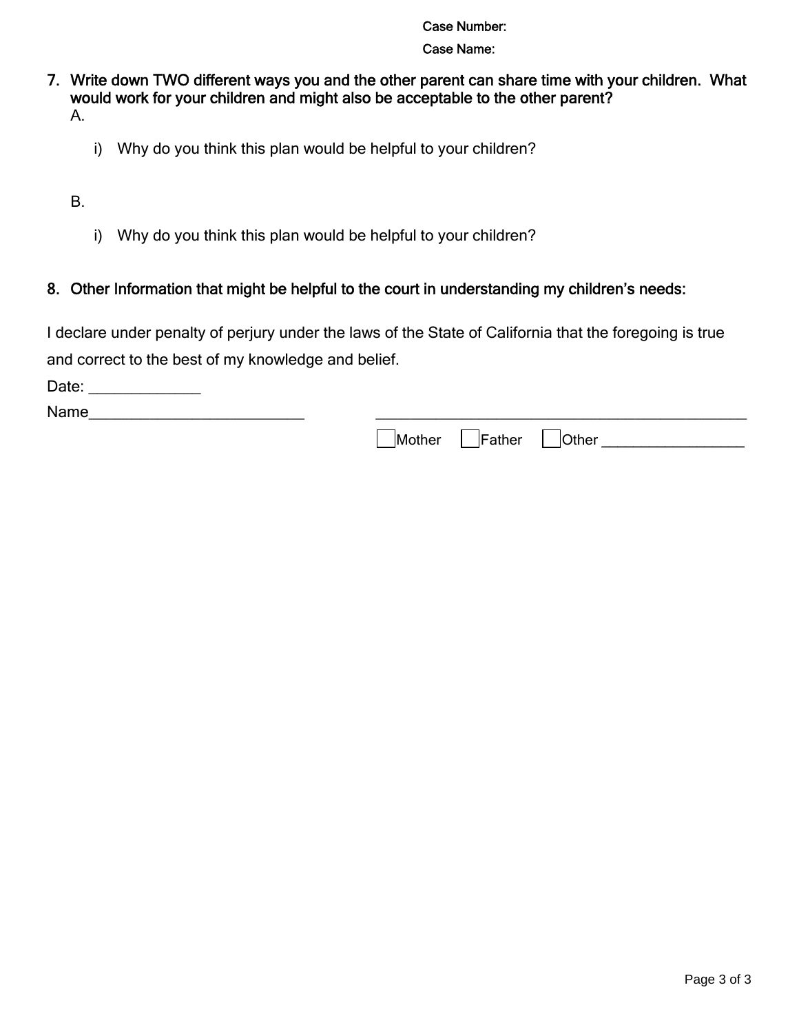Case Number:

Case Name:

**7. Write down TWO different ways you and the other parent can share time with your children. What would work for your children and might also be acceptable to the other parent?**

A.

i) Why do you think this plan would be helpful to your children?

B.

i) Why do you think this plan would be helpful to your children?

**8. Other Information that might be helpful to the court in understanding my children's needs:**

I declare under penalty of perjury under the laws of the State of California that the foregoing is true and correct to the best of my knowledge and belief.

Date: ______________

Name___________________________ ________________________________________________

☐ Mother ☐ Father ☐ Other __________________